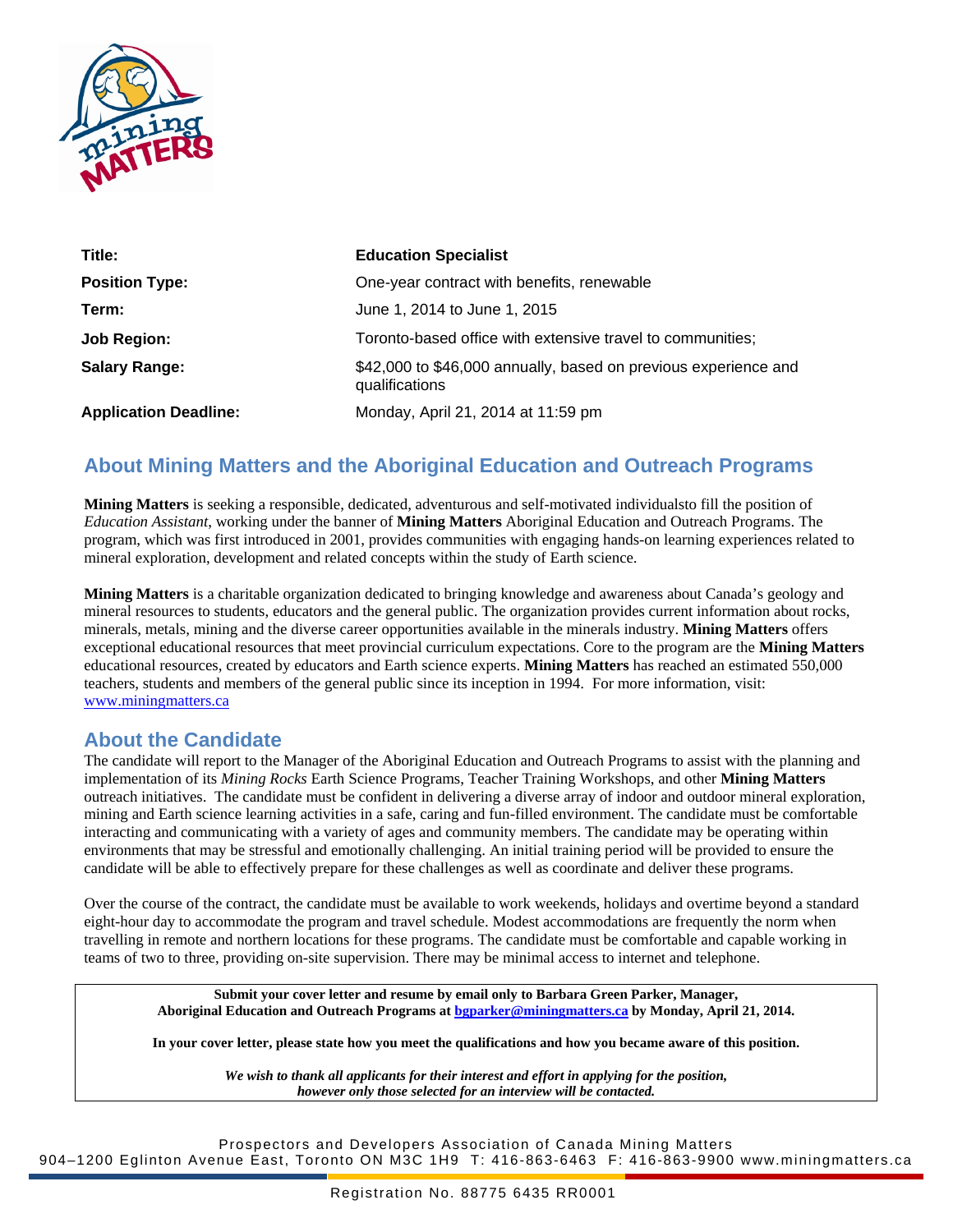| | |
|---|---|
| **Title:** | **Education Specialist** |
| **Position Type:** | One-year contract with benefits, renewable |
| **Term:** | June 1, 2014 to June 1, 2015 |
| **Job Region:** | Toronto-based office with extensive travel to communities; |
| **Salary Range:** | $42,000 to $46,000 annually, based on previous experience and qualifications |
| **Application Deadline:** | Monday, April 21, 2014 at 11:59 pm |

## About Mining Matters and the Aboriginal Education and Outreach Programs

**Mining Matters** is seeking a responsible, dedicated, adventurous and self-motivated individualsto fill the position of *Education Assistant*, working under the banner of **Mining Matters** Aboriginal Education and Outreach Programs. The program, which was first introduced in 2001, provides communities with engaging hands-on learning experiences related to mineral exploration, development and related concepts within the study of Earth science.

**Mining Matters** is a charitable organization dedicated to bringing knowledge and awareness about Canada's geology and mineral resources to students, educators and the general public. The organization provides current information about rocks, minerals, metals, mining and the diverse career opportunities available in the minerals industry. **Mining Matters** offers exceptional educational resources that meet provincial curriculum expectations. Core to the program are the **Mining Matters** educational resources, created by educators and Earth science experts. **Mining Matters** has reached an estimated 550,000 teachers, students and members of the general public since its inception in 1994. For more information, visit: www.miningmatters.ca

## About the Candidate

The candidate will report to the Manager of the Aboriginal Education and Outreach Programs to assist with the planning and implementation of its *Mining Rocks* Earth Science Programs, Teacher Training Workshops, and other **Mining Matters** outreach initiatives. The candidate must be confident in delivering a diverse array of indoor and outdoor mineral exploration, mining and Earth science learning activities in a safe, caring and fun-filled environment. The candidate must be comfortable interacting and communicating with a variety of ages and community members. The candidate may be operating within environments that may be stressful and emotionally challenging. An initial training period will be provided to ensure the candidate will be able to effectively prepare for these challenges as well as coordinate and deliver these programs.

Over the course of the contract, the candidate must be available to work weekends, holidays and overtime beyond a standard eight-hour day to accommodate the program and travel schedule. Modest accommodations are frequently the norm when travelling in remote and northern locations for these programs. The candidate must be comfortable and capable working in teams of two to three, providing on-site supervision. There may be minimal access to internet and telephone.

**Submit your cover letter and resume by email only to Barbara Green Parker, Manager, Aboriginal Education and Outreach Programs at bgparker@miningmatters.ca by Monday, April 21, 2014.**

**In your cover letter, please state how you meet the qualifications and how you became aware of this position.**

***We wish to thank all applicants for their interest and effort in applying for the position, however only those selected for an interview will be contacted.***

Prospectors and Developers Association of Canada Mining Matters
904–1200 Eglinton Avenue East, Toronto ON M3C 1H9 T: 416-863-6463 F: 416-863-9900 www.miningmatters.ca

Registration No. 88775 6435 RR0001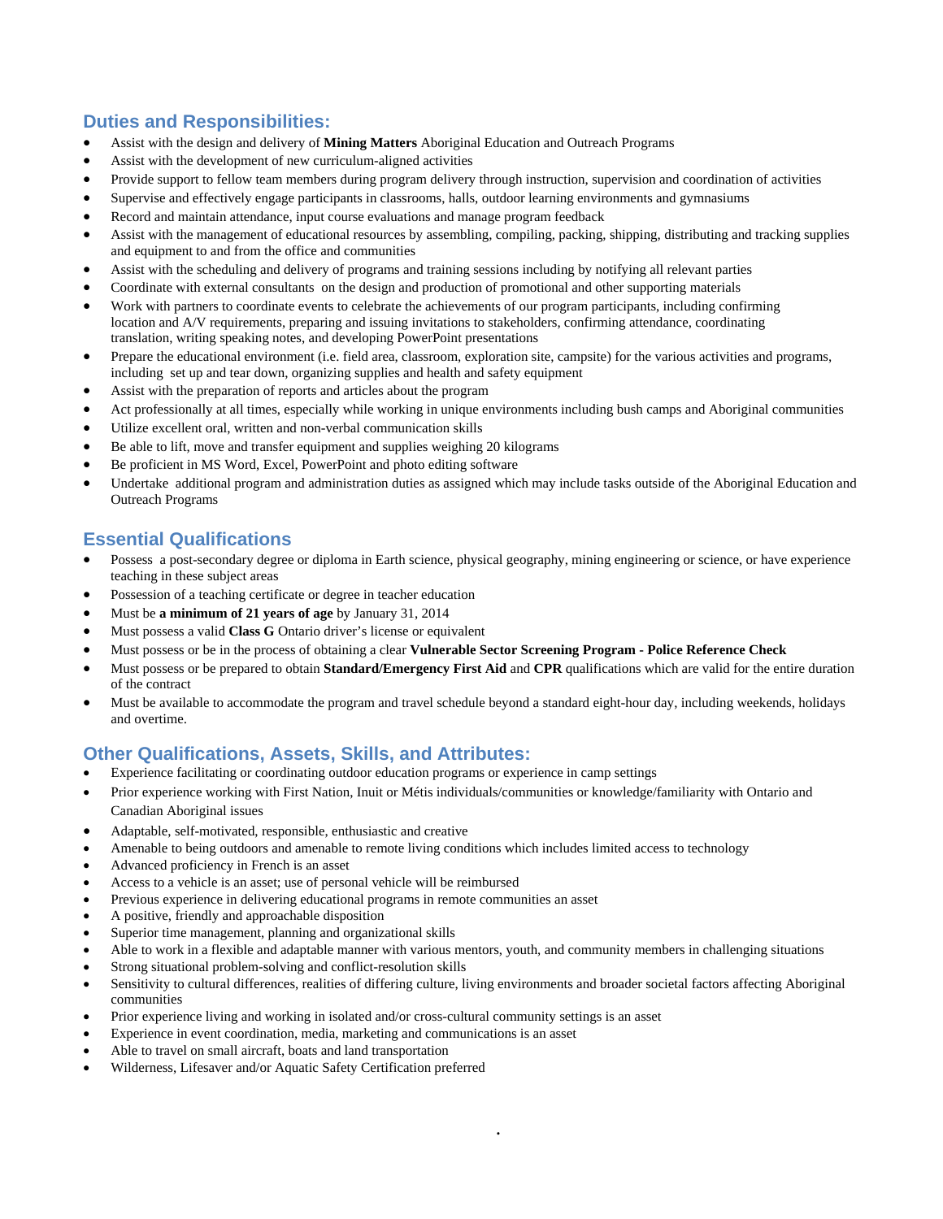## Duties and Responsibilities:

- Assist with the design and delivery of **Mining Matters** Aboriginal Education and Outreach Programs
- Assist with the development of new curriculum-aligned activities
- Provide support to fellow team members during program delivery through instruction, supervision and coordination of activities
- Supervise and effectively engage participants in classrooms, halls, outdoor learning environments and gymnasiums
- Record and maintain attendance, input course evaluations and manage program feedback
- Assist with the management of educational resources by assembling, compiling, packing, shipping, distributing and tracking supplies and equipment to and from the office and communities
- Assist with the scheduling and delivery of programs and training sessions including by notifying all relevant parties
- Coordinate with external consultants on the design and production of promotional and other supporting materials
- Work with partners to coordinate events to celebrate the achievements of our program participants, including confirming location and A/V requirements, preparing and issuing invitations to stakeholders, confirming attendance, coordinating translation, writing speaking notes, and developing PowerPoint presentations
- Prepare the educational environment (i.e. field area, classroom, exploration site, campsite) for the various activities and programs, including set up and tear down, organizing supplies and health and safety equipment
- Assist with the preparation of reports and articles about the program
- Act professionally at all times, especially while working in unique environments including bush camps and Aboriginal communities
- Utilize excellent oral, written and non-verbal communication skills
- Be able to lift, move and transfer equipment and supplies weighing 20 kilograms
- Be proficient in MS Word, Excel, PowerPoint and photo editing software
- Undertake additional program and administration duties as assigned which may include tasks outside of the Aboriginal Education and Outreach Programs

## Essential Qualifications

- Possess a post-secondary degree or diploma in Earth science, physical geography, mining engineering or science, or have experience teaching in these subject areas
- Possession of a teaching certificate or degree in teacher education
- Must be **a minimum of 21 years of age** by January 31, 2014
- Must possess a valid **Class G** Ontario driver's license or equivalent
- Must possess or be in the process of obtaining a clear **Vulnerable Sector Screening Program - Police Reference Check**
- Must possess or be prepared to obtain **Standard/Emergency First Aid** and **CPR** qualifications which are valid for the entire duration of the contract
- Must be available to accommodate the program and travel schedule beyond a standard eight-hour day, including weekends, holidays and overtime.

## Other Qualifications, Assets, Skills, and Attributes:

- Experience facilitating or coordinating outdoor education programs or experience in camp settings
- Prior experience working with First Nation, Inuit or Métis individuals/communities or knowledge/familiarity with Ontario and Canadian Aboriginal issues
- Adaptable, self-motivated, responsible, enthusiastic and creative
- Amenable to being outdoors and amenable to remote living conditions which includes limited access to technology
- Advanced proficiency in French is an asset
- Access to a vehicle is an asset; use of personal vehicle will be reimbursed
- Previous experience in delivering educational programs in remote communities an asset
- A positive, friendly and approachable disposition
- Superior time management, planning and organizational skills
- Able to work in a flexible and adaptable manner with various mentors, youth, and community members in challenging situations
- Strong situational problem-solving and conflict-resolution skills
- Sensitivity to cultural differences, realities of differing culture, living environments and broader societal factors affecting Aboriginal communities
- Prior experience living and working in isolated and/or cross-cultural community settings is an asset
- Experience in event coordination, media, marketing and communications is an asset
- Able to travel on small aircraft, boats and land transportation
- Wilderness, Lifesaver and/or Aquatic Safety Certification preferred